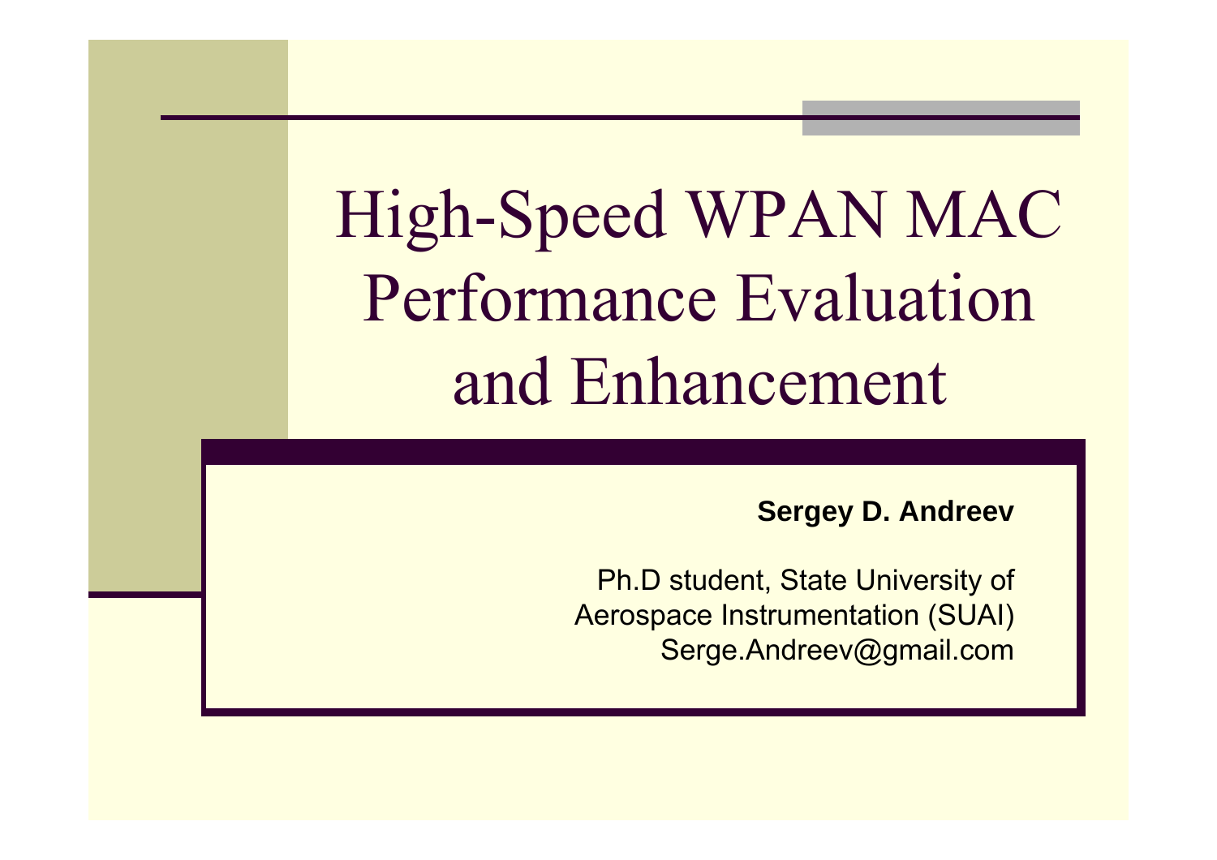# High-Speed WPAN MAC Performance Evaluation and Enhancement

**Sergey D. Andreev**

Ph.D student, State University of Aerospace Instrumentation (SUAI)
Serge.Andreev@gmail.com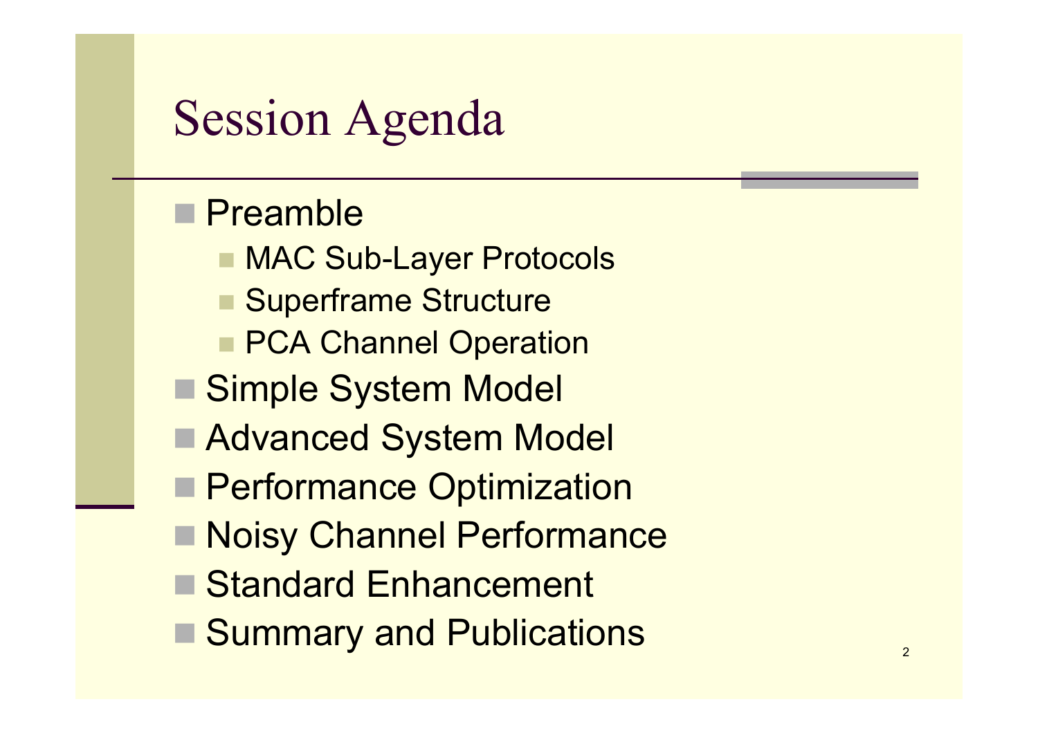# Session Agenda

- Preamble
  - MAC Sub-Layer Protocols
  - Superframe Structure
  - PCA Channel Operation
- Simple System Model
- Advanced System Model
- Performance Optimization
- Noisy Channel Performance
- Standard Enhancement
- Summary and Publications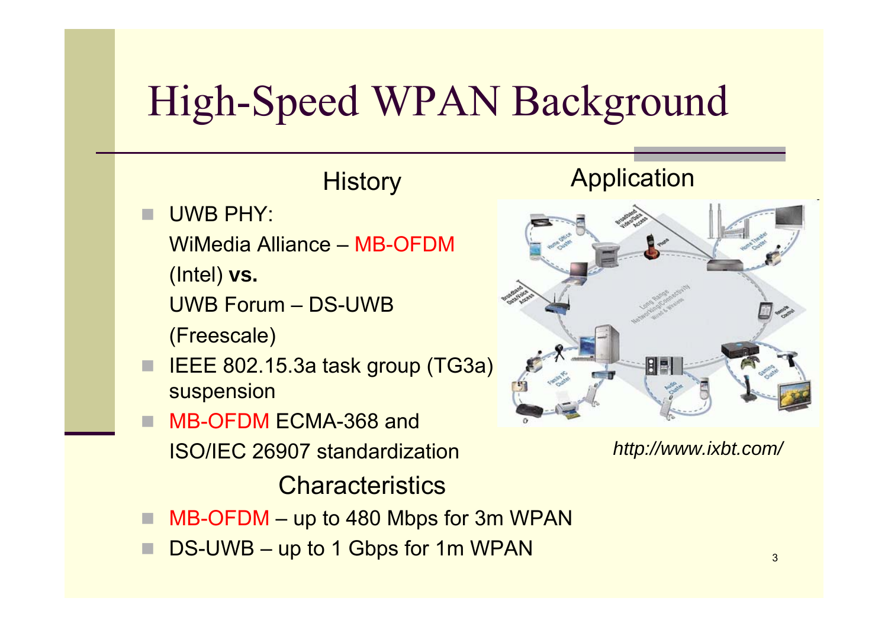# High-Speed WPAN Background

## History

- UWB PHY:
  WiMedia Alliance – MB-OFDM
  (Intel) **vs.**
  UWB Forum – DS-UWB
  (Freescale)
- IEEE 802.15.3a task group (TG3a) suspension
- MB-OFDM ECMA-368 and ISO/IEC 26907 standardization

## Application

*http://www.ixbt.com/*

## Characteristics

- MB-OFDM – up to 480 Mbps for 3m WPAN
- DS-UWB – up to 1 Gbps for 1m WPAN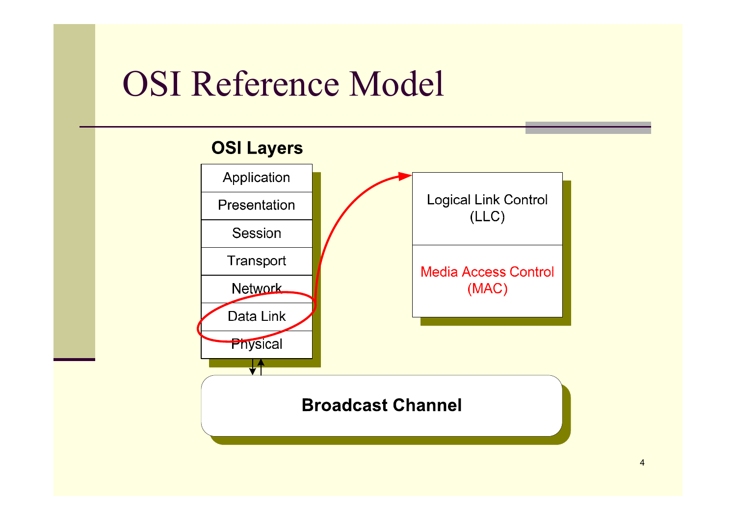# OSI Reference Model

**OSI Layers**

- Application
- Presentation
- Session
- Transport
- Network
- Data Link
- Physical

Logical Link Control (LLC)

Media Access Control (MAC)

**Broadcast Channel**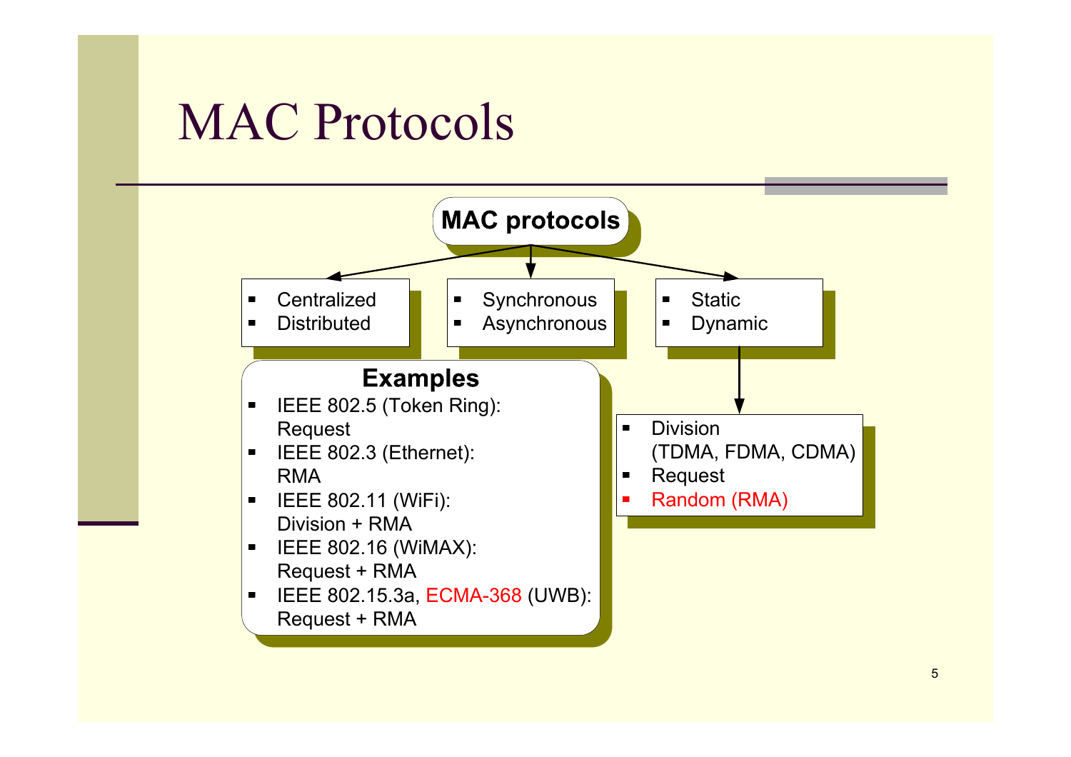# MAC Protocols

**MAC protocols**

- Centralized
- Distributed

- Synchronous
- Asynchronous

- Static
- Dynamic
  - Division (TDMA, FDMA, CDMA)
  - Request
  - Random (RMA)

**Examples**

- IEEE 802.5 (Token Ring): Request
- IEEE 802.3 (Ethernet): RMA
- IEEE 802.11 (WiFi): Division + RMA
- IEEE 802.16 (WiMAX): Request + RMA
- IEEE 802.15.3a, ECMA-368 (UWB): Request + RMA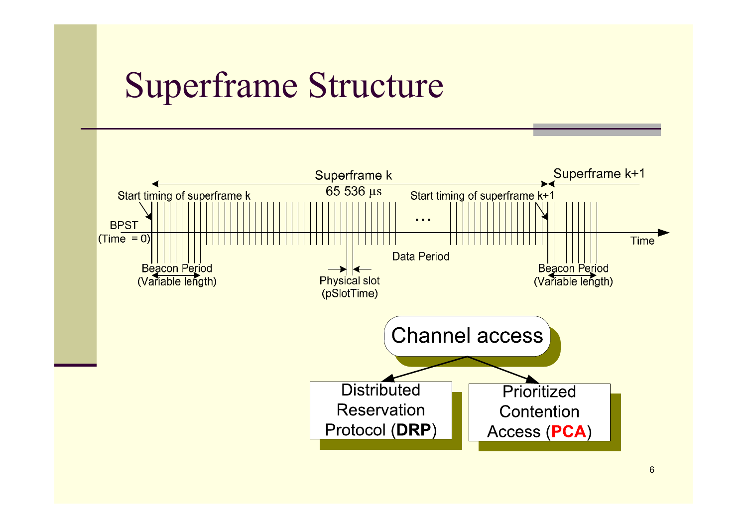# Superframe Structure

Superframe k

65 536 μs

Superframe k+1

Start timing of superframe k

Start timing of superframe k+1

BPST
(Time = 0)

…

Time

Data Period

Beacon Period
(Variable length)

Physical slot
(pSlotTime)

Beacon Period
(Variable length)

Channel access

- Distributed Reservation Protocol (**DRP**)
- Prioritized Contention Access (**PCA**)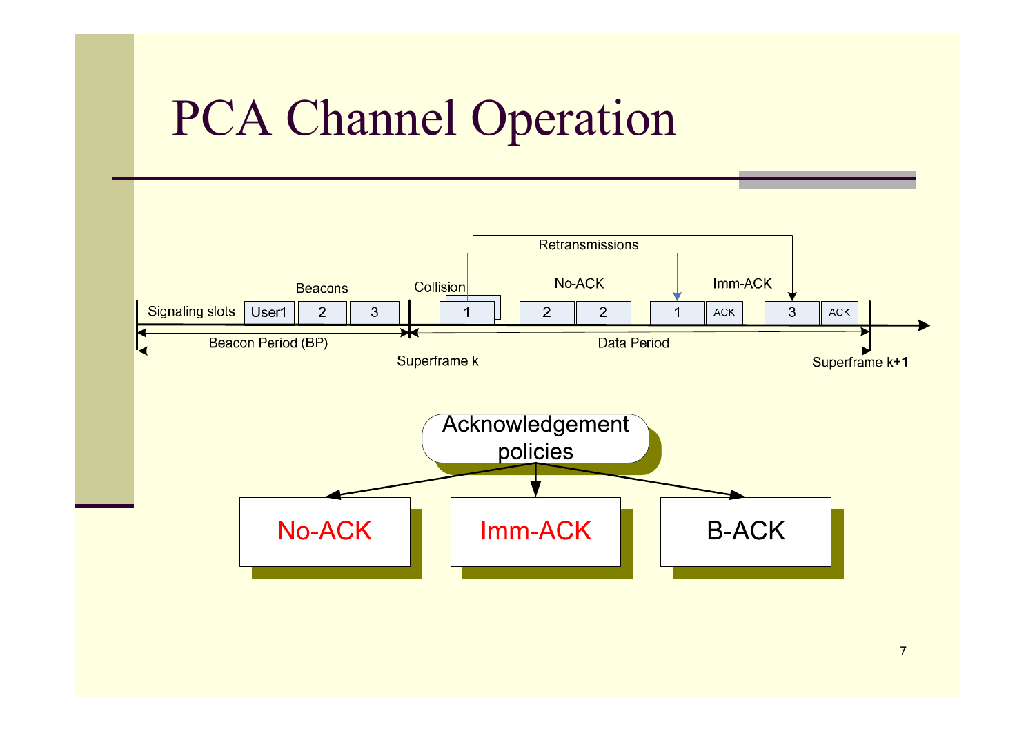# PCA Channel Operation

Retransmissions

Beacons | Collision | No-ACK | Imm-ACK

Signaling slots | User1 | 2 | 3 | 1 | 2 | 2 | 1 | ACK | 3 | ACK

Beacon Period (BP) | Data Period

Superframe k | Superframe k+1

Acknowledgement policies

- No-ACK
- Imm-ACK
- B-ACK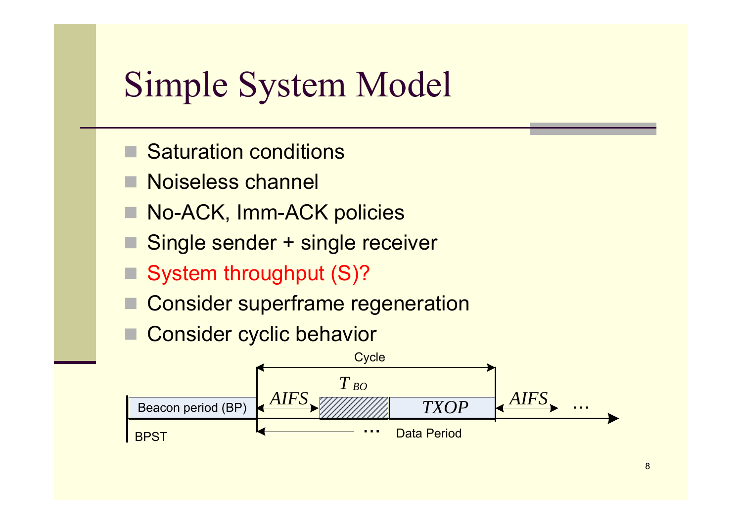# Simple System Model

- Saturation conditions
- Noiseless channel
- No-ACK, Imm-ACK policies
- Single sender + single receiver
- System throughput (S)?
- Consider superframe regeneration
- Consider cyclic behavior

Cycle

Beacon period (BP) | $AIFS$ | $\overline{T}_{BO}$ | $TXOP$ | $AIFS$ ...

BPST ... Data Period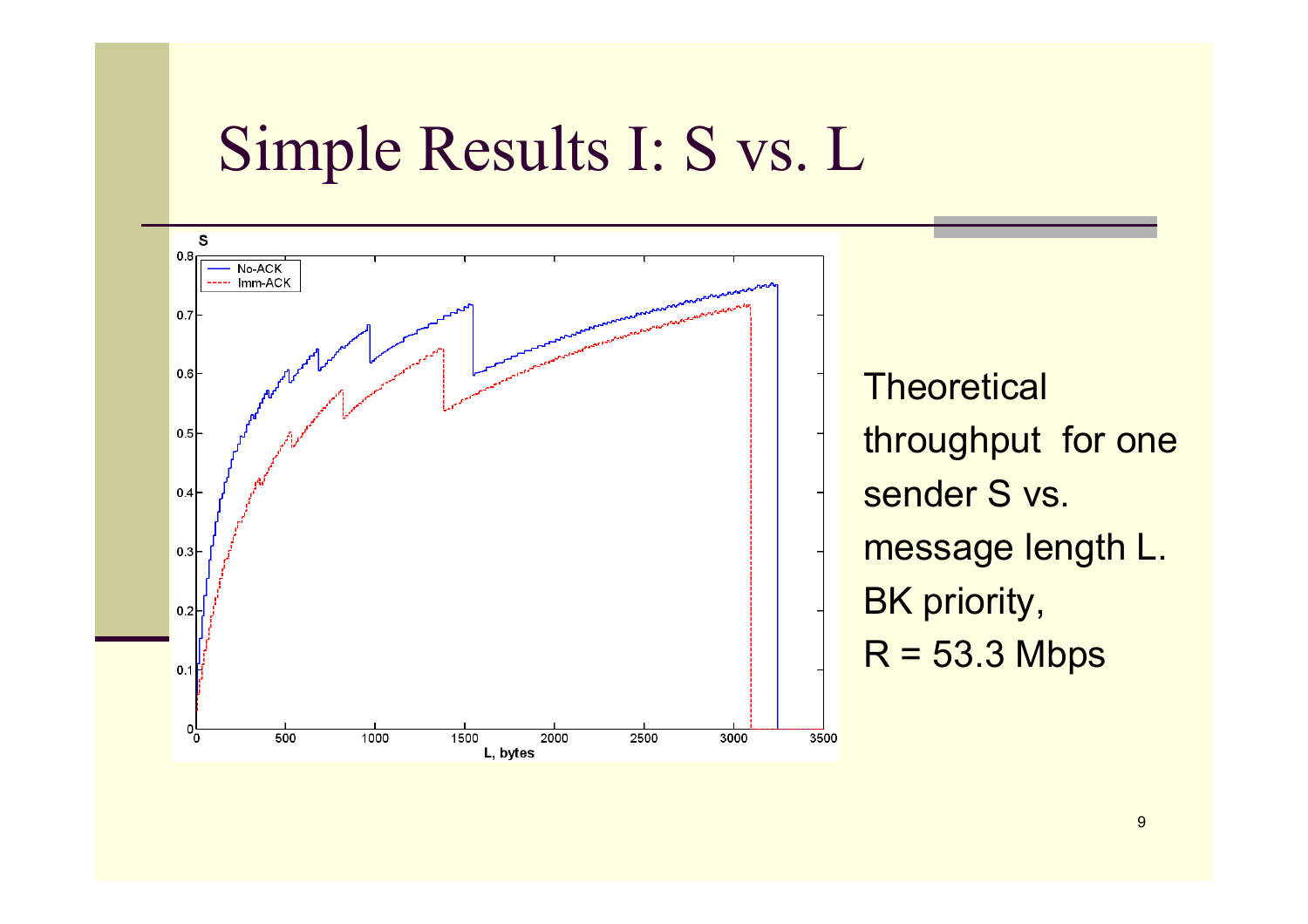# Simple Results I: S vs. L

Theoretical throughput for one sender S vs. message length L. BK priority, R = 53.3 Mbps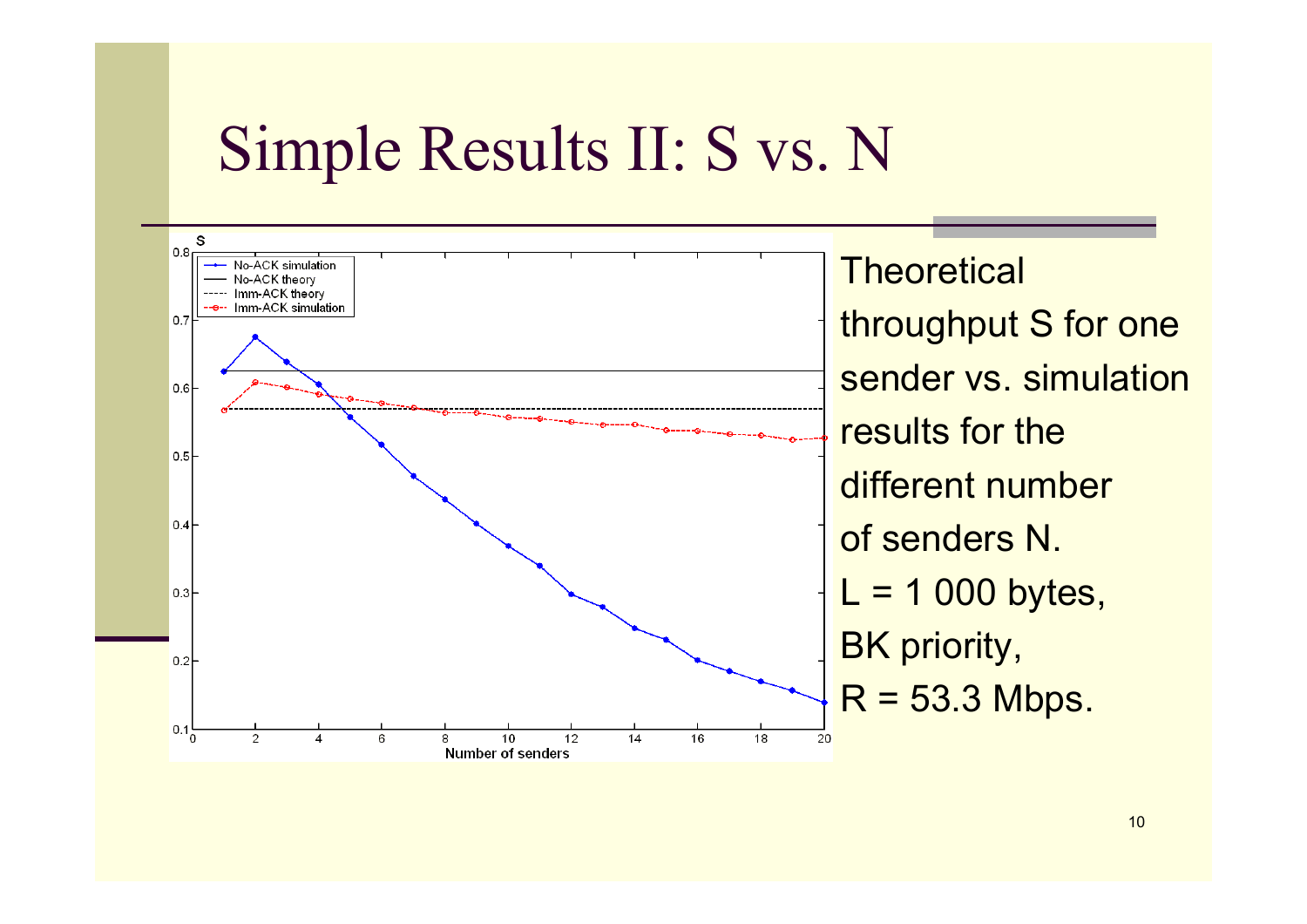# Simple Results II: S vs. N

Theoretical throughput S for one sender vs. simulation results for the different number of senders N.

L = 1 000 bytes,

BK priority,

R = 53.3 Mbps.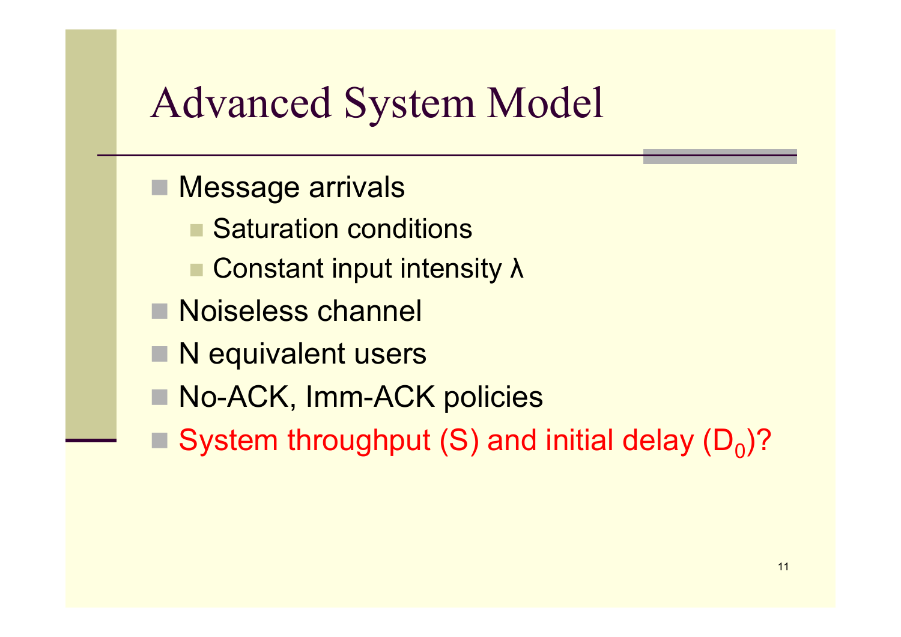# Advanced System Model

- Message arrivals
  - Saturation conditions
  - Constant input intensity $\lambda$
- Noiseless channel
- N equivalent users
- No-ACK, Imm-ACK policies
- System throughput (S) and initial delay ($D_0$)?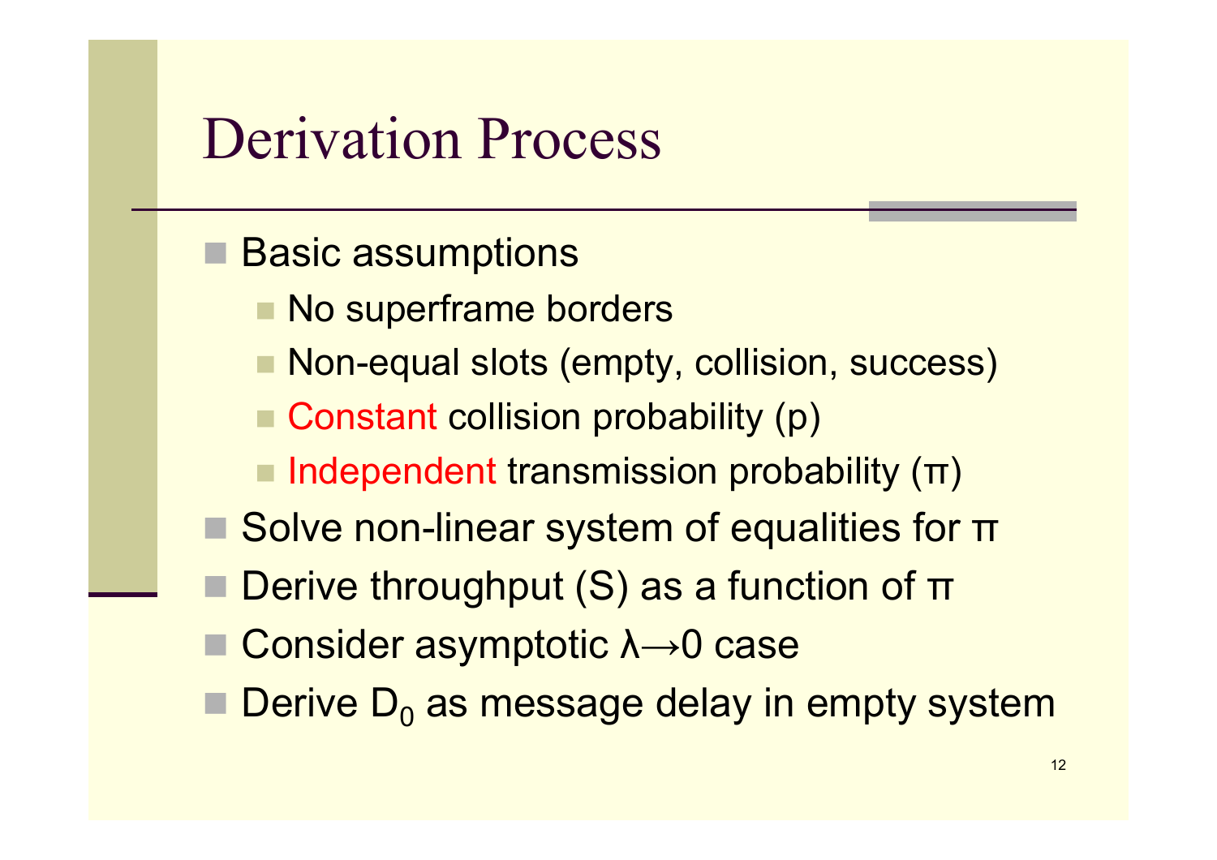# Derivation Process

- Basic assumptions
  - No superframe borders
  - Non-equal slots (empty, collision, success)
  - Constant collision probability (p)
  - Independent transmission probability ($\pi$)
- Solve non-linear system of equalities for $\pi$
- Derive throughput (S) as a function of $\pi$
- Consider asymptotic $\lambda \rightarrow 0$ case
- Derive $D_0$ as message delay in empty system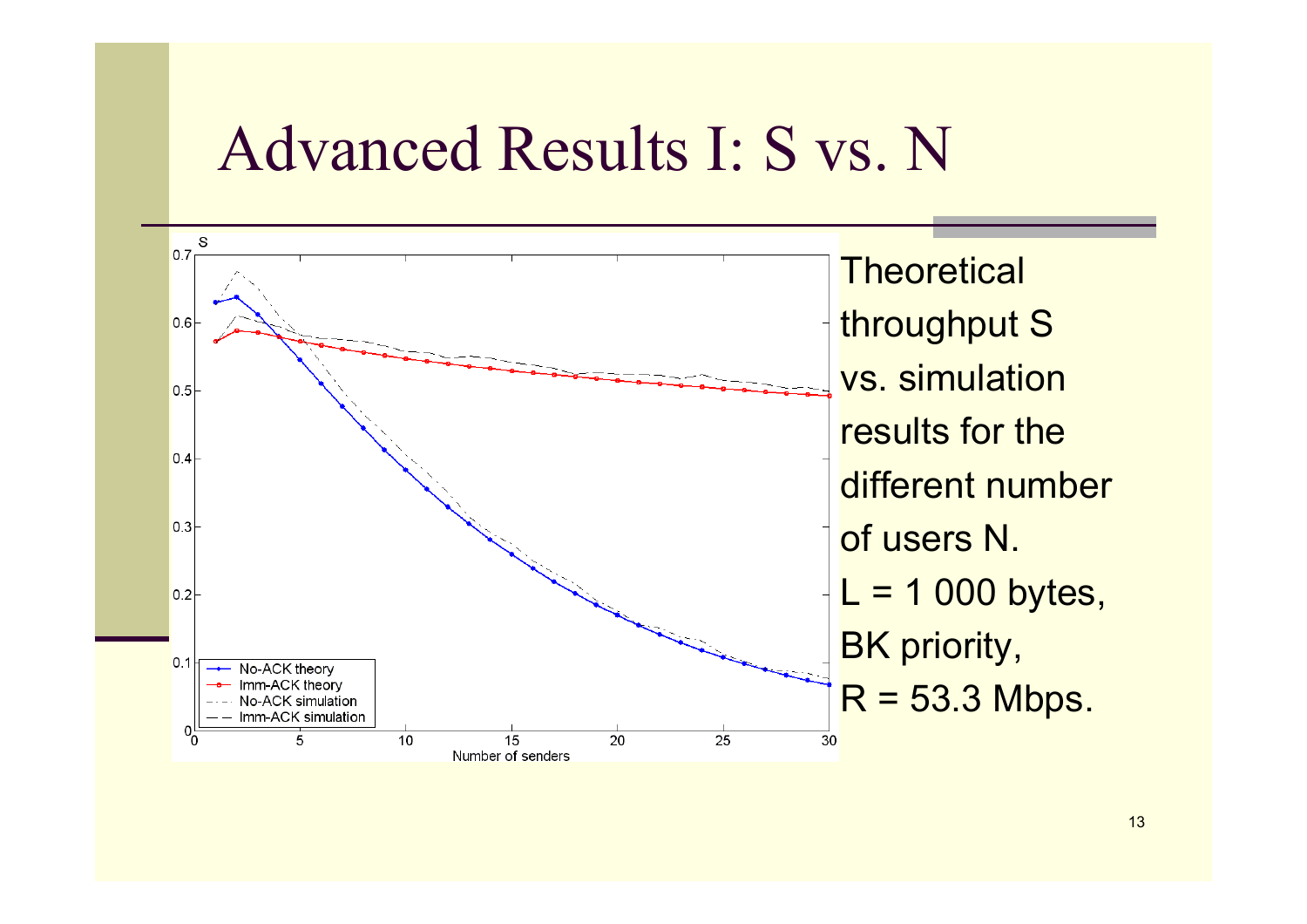# Advanced Results I: S vs. N

Theoretical throughput S vs. simulation results for the different number of users N.

L = 1 000 bytes,

BK priority,

R = 53.3 Mbps.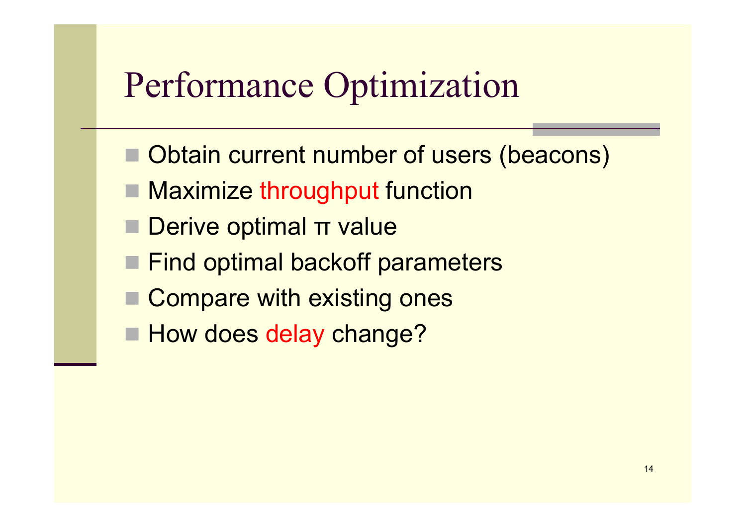# Performance Optimization

- Obtain current number of users (beacons)
- Maximize throughput function
- Derive optimal $\pi$ value
- Find optimal backoff parameters
- Compare with existing ones
- How does delay change?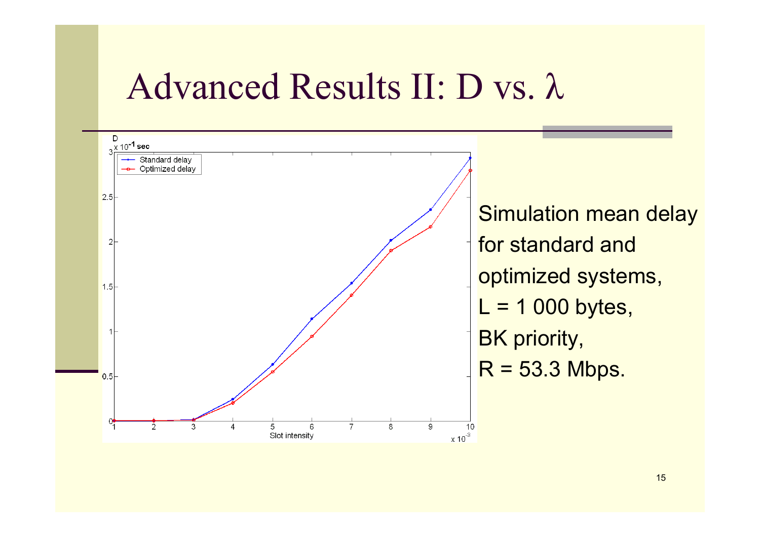# Advanced Results II: D vs. $\lambda$

Simulation mean delay for standard and optimized systems,
L = 1 000 bytes,
BK priority,
R = 53.3 Mbps.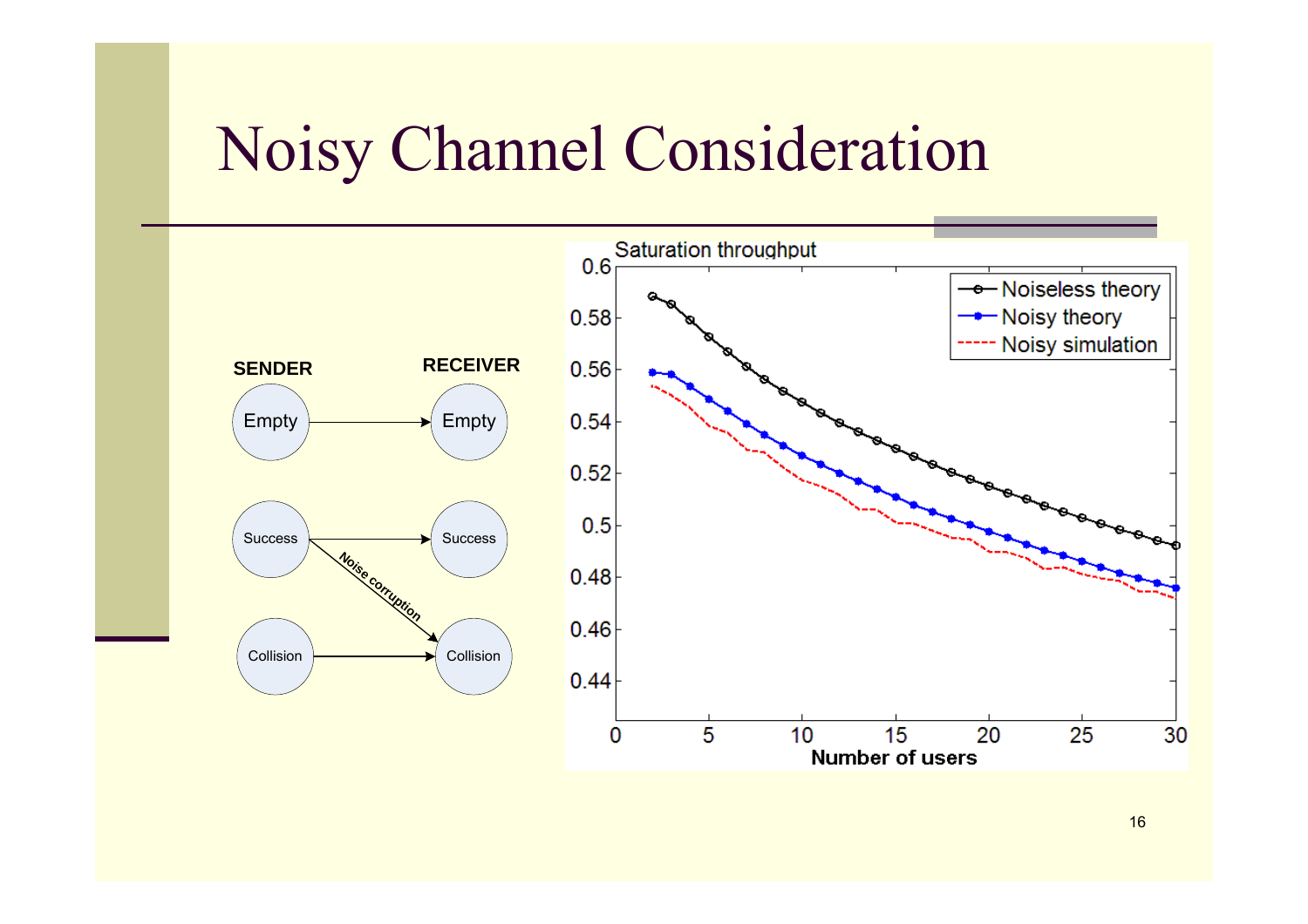# Noisy Channel Consideration

SENDER → RECEIVER

- Empty → Empty
- Success → Success
- Success → Collision (Noise corruption)
- Collision → Collision

Saturation throughput (vs. Number of users): Noiseless theory, Noisy theory, Noisy simulation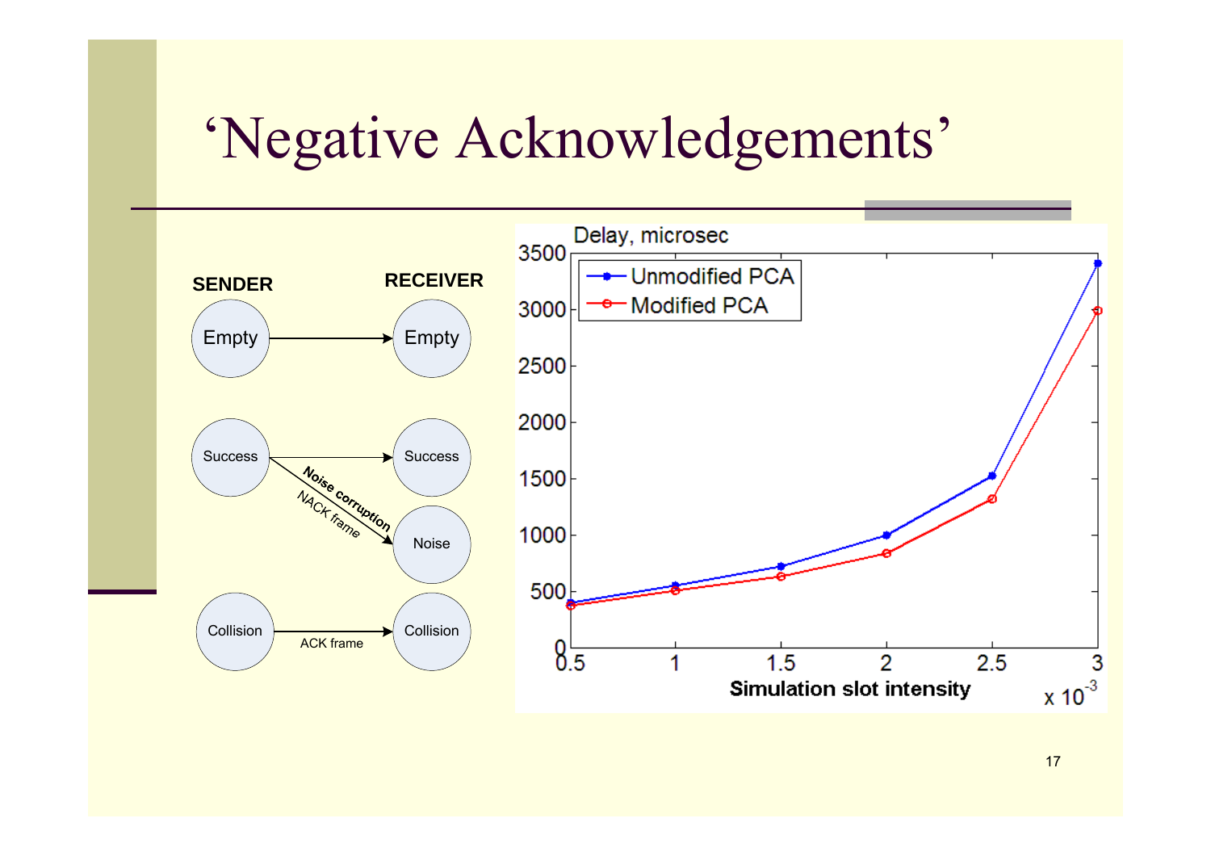# 'Negative Acknowledgements'

**SENDER** → **RECEIVER**

- Empty → Empty
- Success → Success
- Success → Noise (Noise corruption, NACK frame)
- Collision → Collision (ACK frame)

Delay, microsec

| Simulation slot intensity (x $10^{-3}$) | Unmodified PCA | Modified PCA |
|---|---|---|
| 0.5 | ~400 | ~380 |
| 1 | ~550 | ~510 |
| 1.5 | ~720 | ~630 |
| 2 | ~1000 | ~840 |
| 2.5 | ~1520 | ~1320 |
| 3 | ~3410 | ~2990 |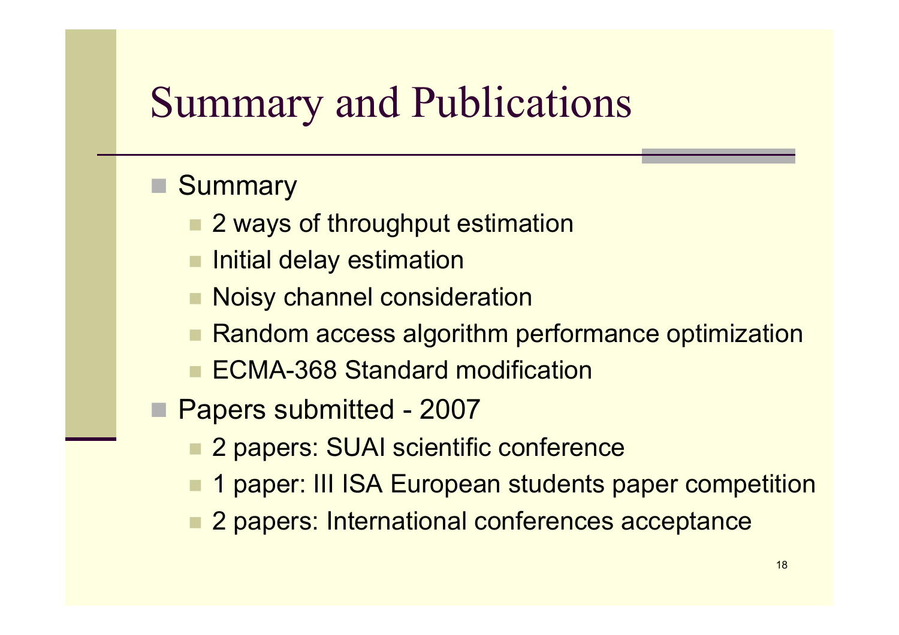# Summary and Publications

- Summary
  - 2 ways of throughput estimation
  - Initial delay estimation
  - Noisy channel consideration
  - Random access algorithm performance optimization
  - ECMA-368 Standard modification
- Papers submitted - 2007
  - 2 papers: SUAI scientific conference
  - 1 paper: III ISA European students paper competition
  - 2 papers: International conferences acceptance